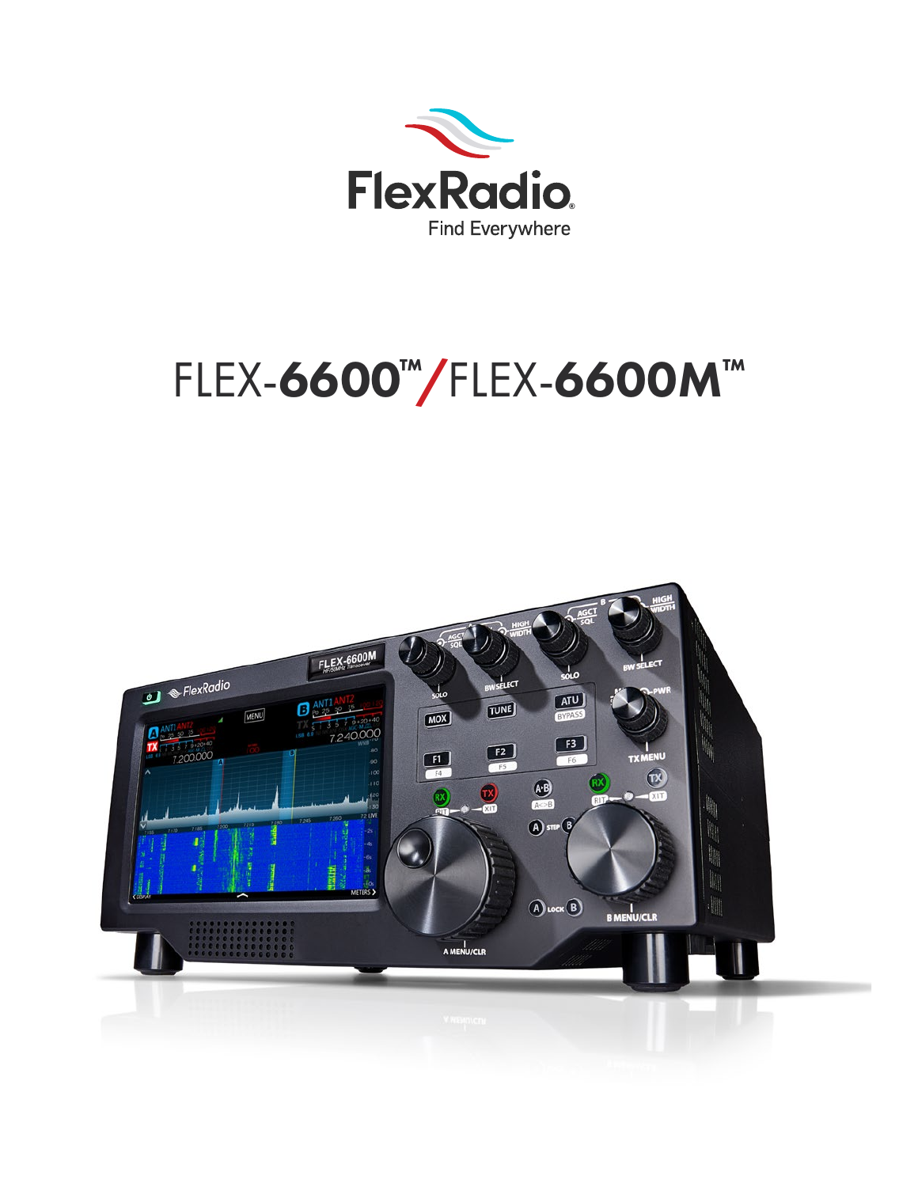FlexRadio

Find Everywhere

# FLEX-6600™/FLEX-6600M™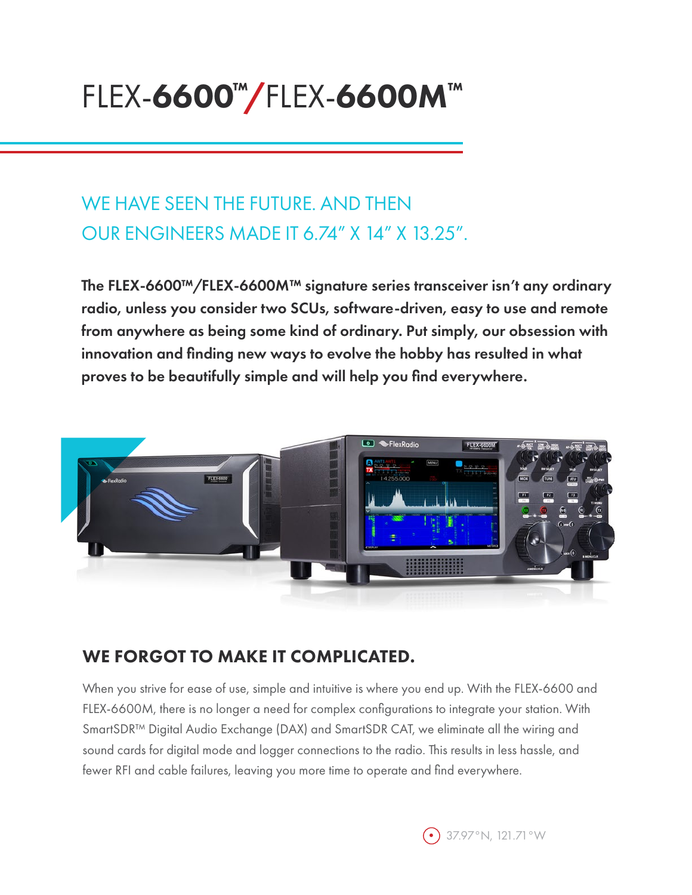# FLEX-**6600**™/FLEX-**6600M**™

## WE HAVE SEEN THE FUTURE. AND THEN OUR ENGINEERS MADE IT 6.74" X 14" X 13.25".

**The FLEX-6600™/FLEX-6600M™ signature series transceiver isn't any ordinary radio, unless you consider two SCUs, software-driven, easy to use and remote from anywhere as being some kind of ordinary. Put simply, our obsession with innovation and finding new ways to evolve the hobby has resulted in what proves to be beautifully simple and will help you find everywhere.**

## WE FORGOT TO MAKE IT COMPLICATED.

When you strive for ease of use, simple and intuitive is where you end up. With the FLEX-6600 and FLEX-6600M, there is no longer a need for complex configurations to integrate your station. With SmartSDR™ Digital Audio Exchange (DAX) and SmartSDR CAT, we eliminate all the wiring and sound cards for digital mode and logger connections to the radio. This results in less hassle, and fewer RFI and cable failures, leaving you more time to operate and find everywhere.

37.97°N, 121.71°W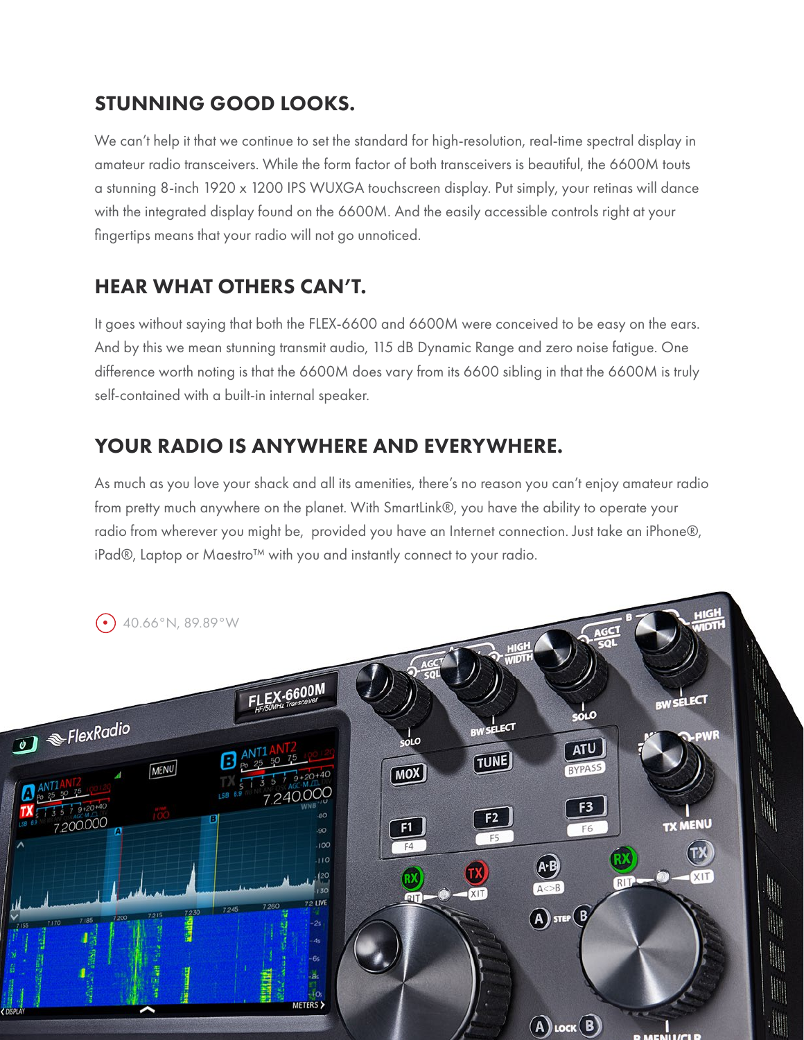## STUNNING GOOD LOOKS.

We can't help it that we continue to set the standard for high-resolution, real-time spectral display in amateur radio transceivers. While the form factor of both transceivers is beautiful, the 6600M touts a stunning 8-inch 1920 x 1200 IPS WUXGA touchscreen display. Put simply, your retinas will dance with the integrated display found on the 6600M. And the easily accessible controls right at your fingertips means that your radio will not go unnoticed.

## HEAR WHAT OTHERS CAN'T.

It goes without saying that both the FLEX-6600 and 6600M were conceived to be easy on the ears. And by this we mean stunning transmit audio, 115 dB Dynamic Range and zero noise fatigue. One difference worth noting is that the 6600M does vary from its 6600 sibling in that the 6600M is truly self-contained with a built-in internal speaker.

## YOUR RADIO IS ANYWHERE AND EVERYWHERE.

As much as you love your shack and all its amenities, there's no reason you can't enjoy amateur radio from pretty much anywhere on the planet. With SmartLink®, you have the ability to operate your radio from wherever you might be, provided you have an Internet connection. Just take an iPhone®, iPad®, Laptop or Maestro™ with you and instantly connect to your radio.

40.66°N, 89.89°W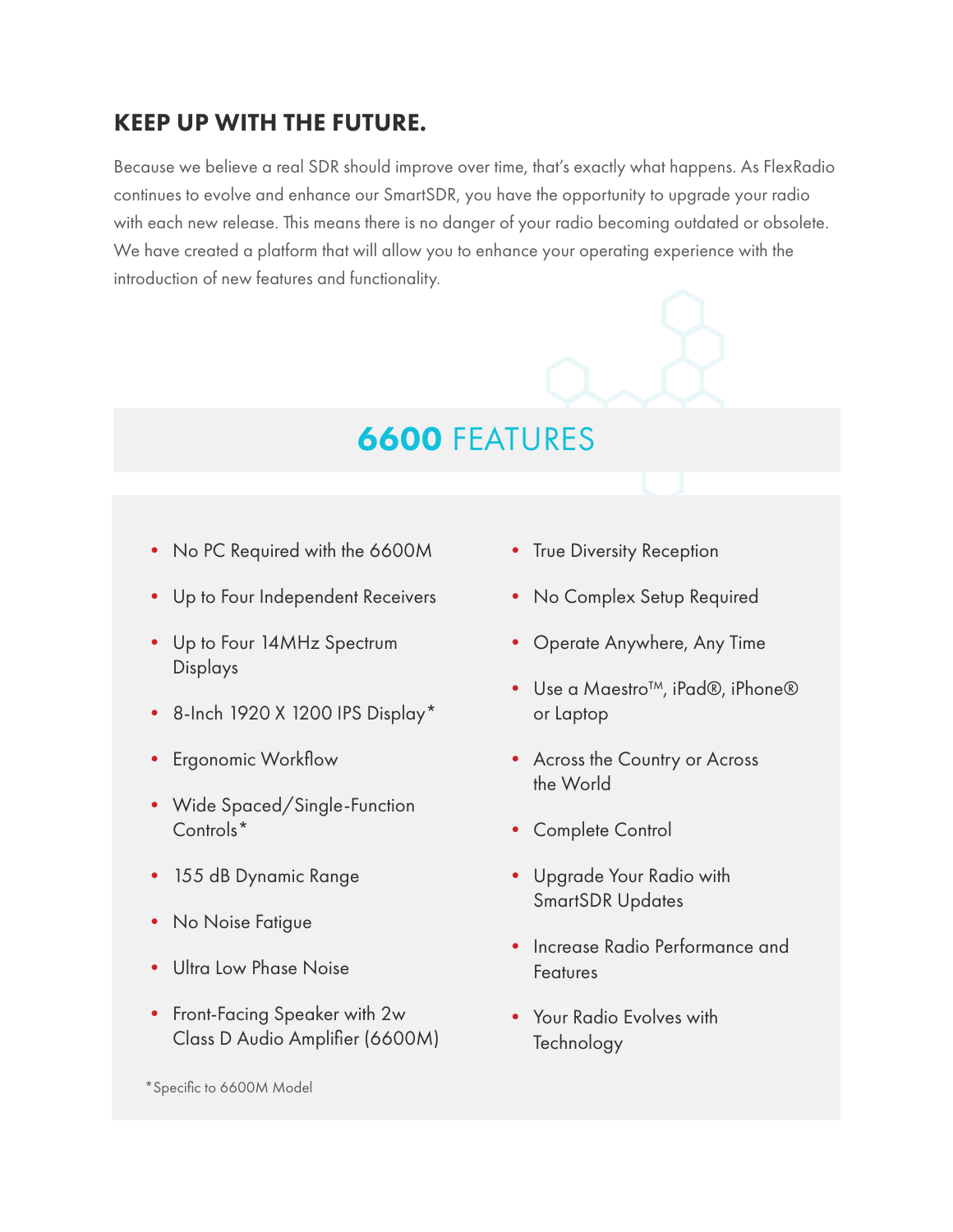## KEEP UP WITH THE FUTURE.

Because we believe a real SDR should improve over time, that's exactly what happens. As FlexRadio continues to evolve and enhance our SmartSDR, you have the opportunity to upgrade your radio with each new release. This means there is no danger of your radio becoming outdated or obsolete. We have created a platform that will allow you to enhance your operating experience with the introduction of new features and functionality.

## **6600** FEATURES

- No PC Required with the 6600M
- Up to Four Independent Receivers
- Up to Four 14MHz Spectrum Displays
- 8-Inch 1920 X 1200 IPS Display*
- Ergonomic Workflow
- Wide Spaced/Single-Function Controls*
- 155 dB Dynamic Range
- No Noise Fatigue
- Ultra Low Phase Noise
- Front-Facing Speaker with 2w Class D Audio Amplifier (6600M)
- True Diversity Reception
- No Complex Setup Required
- Operate Anywhere, Any Time
- Use a Maestro™, iPad®, iPhone® or Laptop
- Across the Country or Across the World
- Complete Control
- Upgrade Your Radio with SmartSDR Updates
- Increase Radio Performance and Features
- Your Radio Evolves with Technology

*Specific to 6600M Model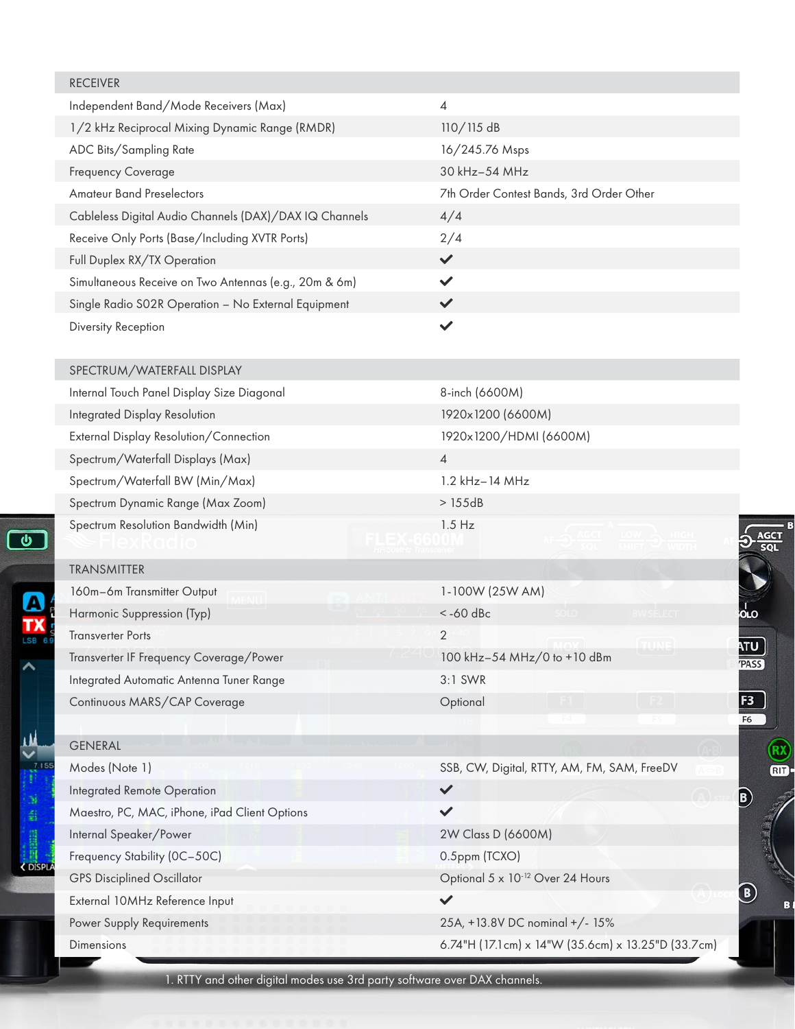| RECEIVER | |
|---|---|
| Independent Band/Mode Receivers (Max) | 4 |
| 1/2 kHz Reciprocal Mixing Dynamic Range (RMDR) | 110/115 dB |
| ADC Bits/Sampling Rate | 16/245.76 Msps |
| Frequency Coverage | 30 kHz–54 MHz |
| Amateur Band Preselectors | 7th Order Contest Bands, 3rd Order Other |
| Cableless Digital Audio Channels (DAX)/DAX IQ Channels | 4/4 |
| Receive Only Ports (Base/Including XVTR Ports) | 2/4 |
| Full Duplex RX/TX Operation | ✔ |
| Simultaneous Receive on Two Antennas (e.g., 20m & 6m) | ✔ |
| Single Radio S02R Operation – No External Equipment | ✔ |
| Diversity Reception | ✔ |

| SPECTRUM/WATERFALL DISPLAY | |
|---|---|
| Internal Touch Panel Display Size Diagonal | 8-inch (6600M) |
| Integrated Display Resolution | 1920x1200 (6600M) |
| External Display Resolution/Connection | 1920x1200/HDMI (6600M) |
| Spectrum/Waterfall Displays (Max) | 4 |
| Spectrum/Waterfall BW (Min/Max) | 1.2 kHz–14 MHz |
| Spectrum Dynamic Range (Max Zoom) | > 155dB |
| Spectrum Resolution Bandwidth (Min) | 1.5 Hz |

| TRANSMITTER | |
|---|---|
| 160m–6m Transmitter Output | 1-100W (25W AM) |
| Harmonic Suppression (Typ) | < -60 dBc |
| Transverter Ports | 2 |
| Transverter IF Frequency Coverage/Power | 100 kHz–54 MHz/0 to +10 dBm |
| Integrated Automatic Antenna Tuner Range | 3:1 SWR |
| Continuous MARS/CAP Coverage | Optional |

| GENERAL | |
|---|---|
| Modes (Note 1) | SSB, CW, Digital, RTTY, AM, FM, SAM, FreeDV |
| Integrated Remote Operation | ✔ |
| Maestro, PC, MAC, iPhone, iPad Client Options | ✔ |
| Internal Speaker/Power | 2W Class D (6600M) |
| Frequency Stability (0C–50C) | 0.5ppm (TCXO) |
| GPS Disciplined Oscillator | Optional $5 \times 10^{-12}$ Over 24 Hours |
| External 10MHz Reference Input | ✔ |
| Power Supply Requirements | 25A, +13.8V DC nominal +/- 15% |
| Dimensions | 6.74"H (17.1cm) x 14"W (35.6cm) x 13.25"D (33.7cm) |

1. RTTY and other digital modes use 3rd party software over DAX channels.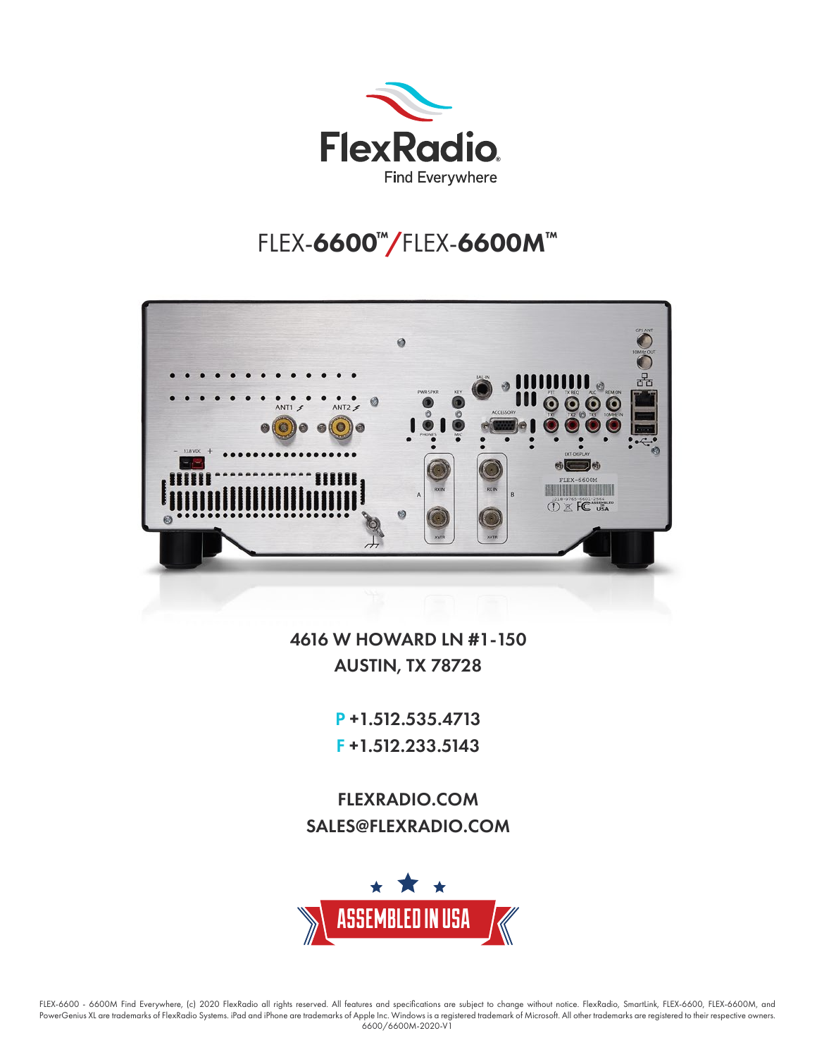FlexRadio
Find Everywhere

# FLEX-6600™/FLEX-6600M™

4616 W HOWARD LN #1-150
AUSTIN, TX 78728

P +1.512.535.4713
F +1.512.233.5143

FLEXRADIO.COM
SALES@FLEXRADIO.COM

ASSEMBLED IN USA

FLEX-6600 - 6600M Find Everywhere, (c) 2020 FlexRadio all rights reserved. All features and specifications are subject to change without notice. FlexRadio, SmartLink, FLEX-6600, FLEX-6600M, and PowerGenius XL are trademarks of FlexRadio Systems. iPad and iPhone are trademarks of Apple Inc. Windows is a registered trademark of Microsoft. All other trademarks are registered to their respective owners.
6600/6600M-2020-V1